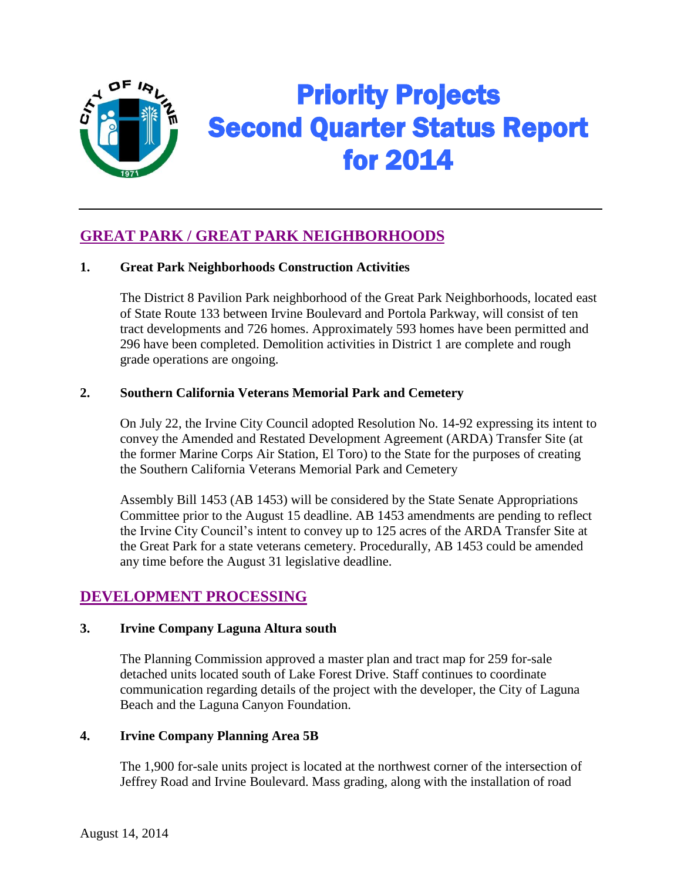# Priority Projects Second Quarter Status Report for 2014

## GREAT PARK / GREAT PARK NEIGHBORHOODS

### 1. Great Park Neighborhoods Construction Activities

The District 8 Pavilion Park neighborhood of the Great Park Neighborhoods, located east of State Route 133 between Irvine Boulevard and Portola Parkway, will consist of ten tract developments and 726 homes. Approximately 593 homes have been permitted and 296 have been completed. Demolition activities in District 1 are complete and rough grade operations are ongoing.

### 2. Southern California Veterans Memorial Park and Cemetery

On July 22, the Irvine City Council adopted Resolution No. 14-92 expressing its intent to convey the Amended and Restated Development Agreement (ARDA) Transfer Site (at the former Marine Corps Air Station, El Toro) to the State for the purposes of creating the Southern California Veterans Memorial Park and Cemetery

Assembly Bill 1453 (AB 1453) will be considered by the State Senate Appropriations Committee prior to the August 15 deadline. AB 1453 amendments are pending to reflect the Irvine City Council's intent to convey up to 125 acres of the ARDA Transfer Site at the Great Park for a state veterans cemetery. Procedurally, AB 1453 could be amended any time before the August 31 legislative deadline.

## DEVELOPMENT PROCESSING

### 3. Irvine Company Laguna Altura south

The Planning Commission approved a master plan and tract map for 259 for-sale detached units located south of Lake Forest Drive. Staff continues to coordinate communication regarding details of the project with the developer, the City of Laguna Beach and the Laguna Canyon Foundation.

### 4. Irvine Company Planning Area 5B

The 1,900 for-sale units project is located at the northwest corner of the intersection of Jeffrey Road and Irvine Boulevard. Mass grading, along with the installation of road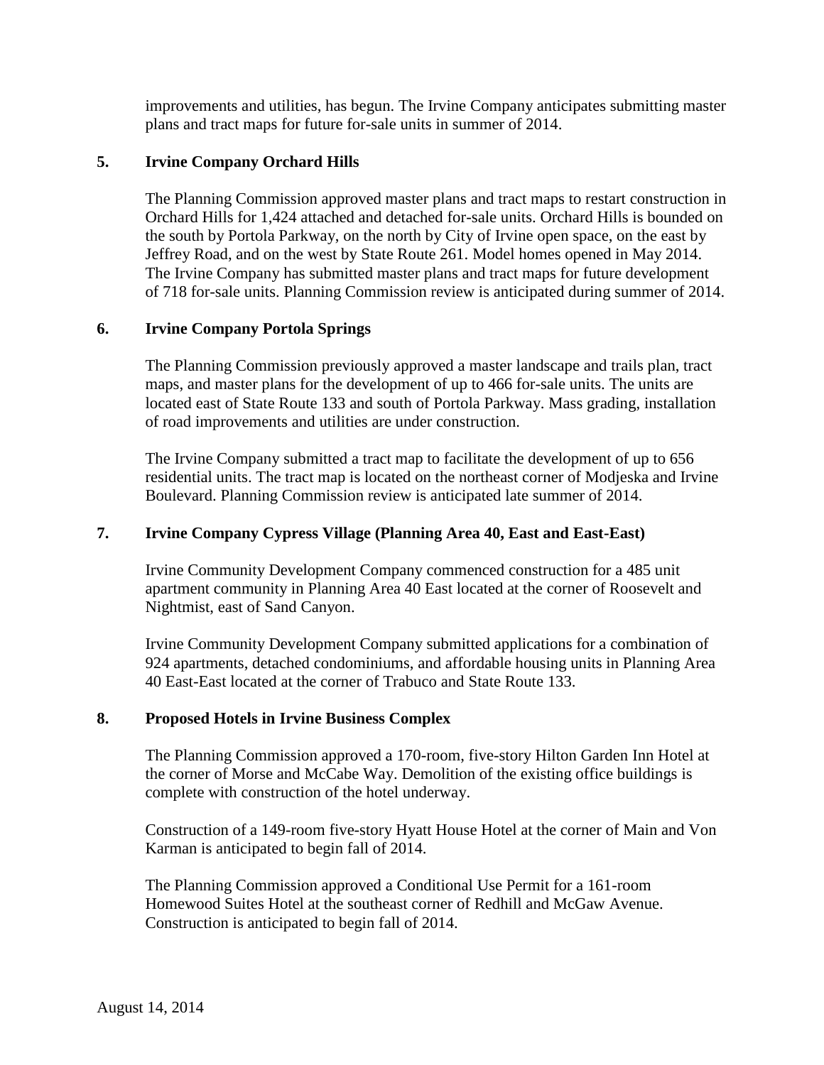improvements and utilities, has begun. The Irvine Company anticipates submitting master plans and tract maps for future for-sale units in summer of 2014.

**5. Irvine Company Orchard Hills**

The Planning Commission approved master plans and tract maps to restart construction in Orchard Hills for 1,424 attached and detached for-sale units. Orchard Hills is bounded on the south by Portola Parkway, on the north by City of Irvine open space, on the east by Jeffrey Road, and on the west by State Route 261. Model homes opened in May 2014. The Irvine Company has submitted master plans and tract maps for future development of 718 for-sale units. Planning Commission review is anticipated during summer of 2014.

**6. Irvine Company Portola Springs**

The Planning Commission previously approved a master landscape and trails plan, tract maps, and master plans for the development of up to 466 for-sale units. The units are located east of State Route 133 and south of Portola Parkway. Mass grading, installation of road improvements and utilities are under construction.

The Irvine Company submitted a tract map to facilitate the development of up to 656 residential units. The tract map is located on the northeast corner of Modjeska and Irvine Boulevard. Planning Commission review is anticipated late summer of 2014.

**7. Irvine Company Cypress Village (Planning Area 40, East and East-East)**

Irvine Community Development Company commenced construction for a 485 unit apartment community in Planning Area 40 East located at the corner of Roosevelt and Nightmist, east of Sand Canyon.

Irvine Community Development Company submitted applications for a combination of 924 apartments, detached condominiums, and affordable housing units in Planning Area 40 East-East located at the corner of Trabuco and State Route 133.

**8. Proposed Hotels in Irvine Business Complex**

The Planning Commission approved a 170-room, five-story Hilton Garden Inn Hotel at the corner of Morse and McCabe Way. Demolition of the existing office buildings is complete with construction of the hotel underway.

Construction of a 149-room five-story Hyatt House Hotel at the corner of Main and Von Karman is anticipated to begin fall of 2014.

The Planning Commission approved a Conditional Use Permit for a 161-room Homewood Suites Hotel at the southeast corner of Redhill and McGaw Avenue. Construction is anticipated to begin fall of 2014.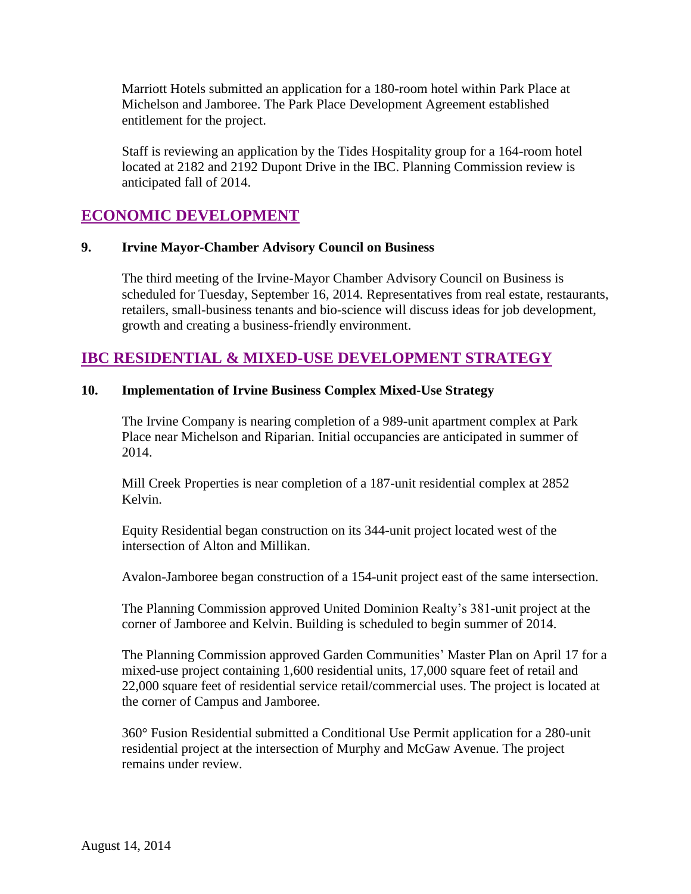Marriott Hotels submitted an application for a 180-room hotel within Park Place at Michelson and Jamboree. The Park Place Development Agreement established entitlement for the project.

Staff is reviewing an application by the Tides Hospitality group for a 164-room hotel located at 2182 and 2192 Dupont Drive in the IBC. Planning Commission review is anticipated fall of 2014.

## ECONOMIC DEVELOPMENT

### 9. Irvine Mayor-Chamber Advisory Council on Business

The third meeting of the Irvine-Mayor Chamber Advisory Council on Business is scheduled for Tuesday, September 16, 2014. Representatives from real estate, restaurants, retailers, small-business tenants and bio-science will discuss ideas for job development, growth and creating a business-friendly environment.

## IBC RESIDENTIAL & MIXED-USE DEVELOPMENT STRATEGY

### 10. Implementation of Irvine Business Complex Mixed-Use Strategy

The Irvine Company is nearing completion of a 989-unit apartment complex at Park Place near Michelson and Riparian. Initial occupancies are anticipated in summer of 2014.

Mill Creek Properties is near completion of a 187-unit residential complex at 2852 Kelvin.

Equity Residential began construction on its 344-unit project located west of the intersection of Alton and Millikan.

Avalon-Jamboree began construction of a 154-unit project east of the same intersection.

The Planning Commission approved United Dominion Realty's 381-unit project at the corner of Jamboree and Kelvin. Building is scheduled to begin summer of 2014.

The Planning Commission approved Garden Communities' Master Plan on April 17 for a mixed-use project containing 1,600 residential units, 17,000 square feet of retail and 22,000 square feet of residential service retail/commercial uses. The project is located at the corner of Campus and Jamboree.

360° Fusion Residential submitted a Conditional Use Permit application for a 280-unit residential project at the intersection of Murphy and McGaw Avenue. The project remains under review.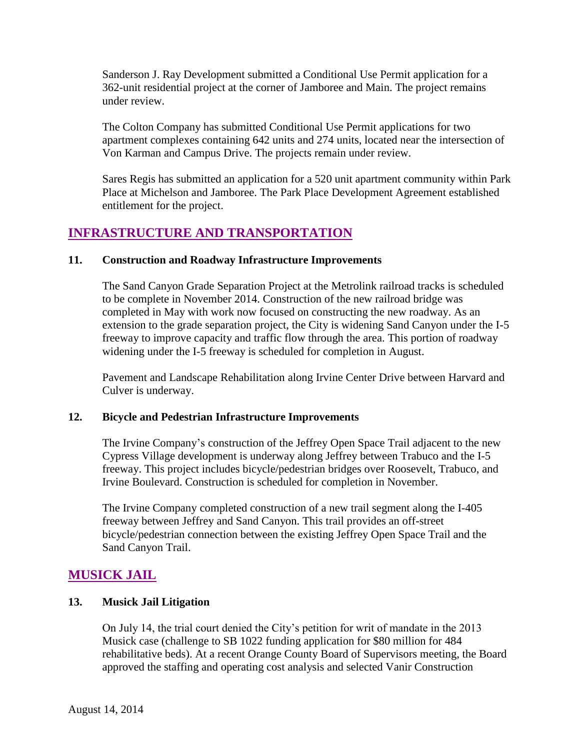Sanderson J. Ray Development submitted a Conditional Use Permit application for a 362-unit residential project at the corner of Jamboree and Main. The project remains under review.

The Colton Company has submitted Conditional Use Permit applications for two apartment complexes containing 642 units and 274 units, located near the intersection of Von Karman and Campus Drive. The projects remain under review.

Sares Regis has submitted an application for a 520 unit apartment community within Park Place at Michelson and Jamboree. The Park Place Development Agreement established entitlement for the project.

## INFRASTRUCTURE AND TRANSPORTATION

### 11. Construction and Roadway Infrastructure Improvements

The Sand Canyon Grade Separation Project at the Metrolink railroad tracks is scheduled to be complete in November 2014. Construction of the new railroad bridge was completed in May with work now focused on constructing the new roadway. As an extension to the grade separation project, the City is widening Sand Canyon under the I-5 freeway to improve capacity and traffic flow through the area. This portion of roadway widening under the I-5 freeway is scheduled for completion in August.

Pavement and Landscape Rehabilitation along Irvine Center Drive between Harvard and Culver is underway.

### 12. Bicycle and Pedestrian Infrastructure Improvements

The Irvine Company's construction of the Jeffrey Open Space Trail adjacent to the new Cypress Village development is underway along Jeffrey between Trabuco and the I-5 freeway. This project includes bicycle/pedestrian bridges over Roosevelt, Trabuco, and Irvine Boulevard. Construction is scheduled for completion in November.

The Irvine Company completed construction of a new trail segment along the I-405 freeway between Jeffrey and Sand Canyon. This trail provides an off-street bicycle/pedestrian connection between the existing Jeffrey Open Space Trail and the Sand Canyon Trail.

## MUSICK JAIL

### 13. Musick Jail Litigation

On July 14, the trial court denied the City's petition for writ of mandate in the 2013 Musick case (challenge to SB 1022 funding application for $80 million for 484 rehabilitative beds). At a recent Orange County Board of Supervisors meeting, the Board approved the staffing and operating cost analysis and selected Vanir Construction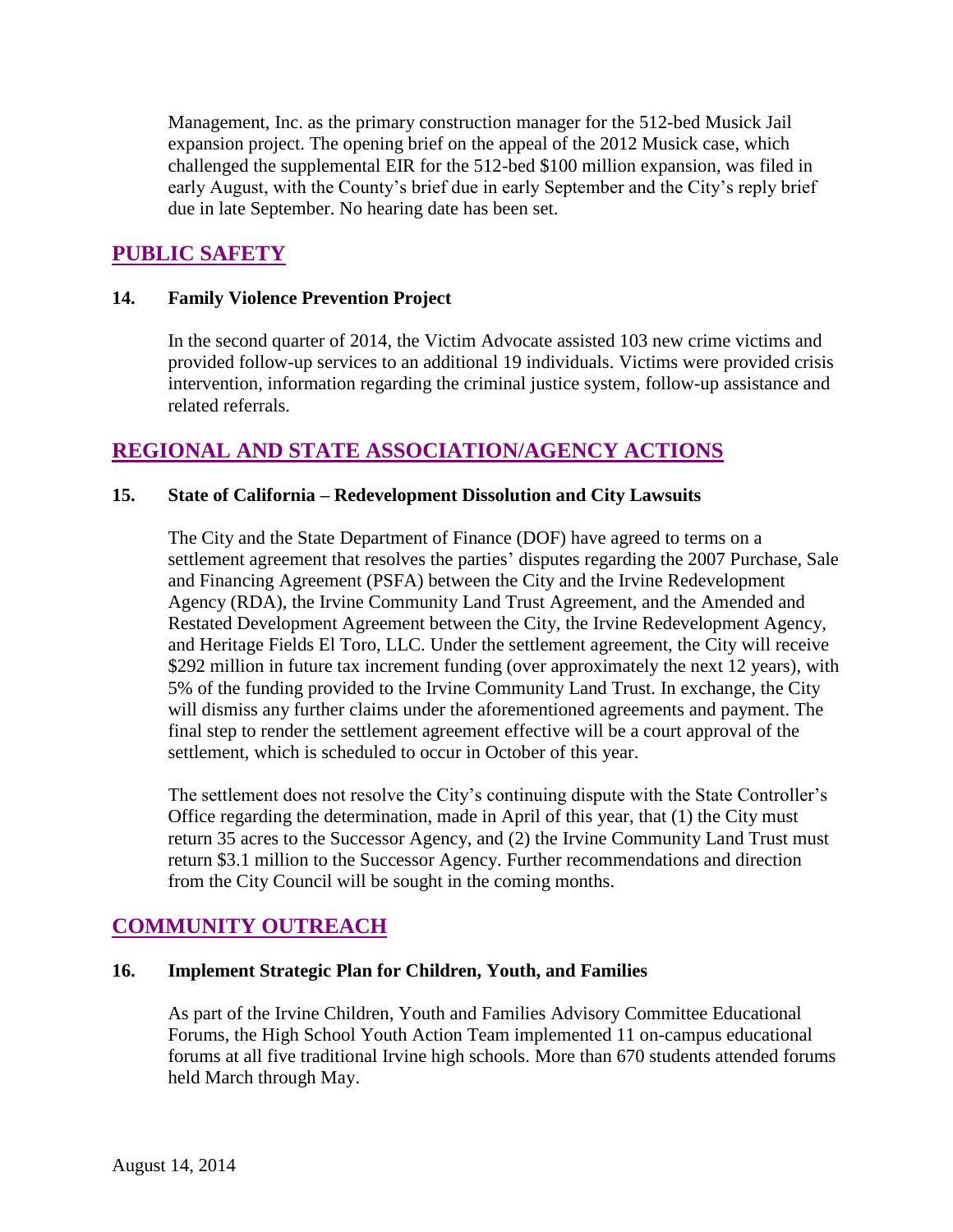Management, Inc. as the primary construction manager for the 512-bed Musick Jail expansion project. The opening brief on the appeal of the 2012 Musick case, which challenged the supplemental EIR for the 512-bed $100 million expansion, was filed in early August, with the County's brief due in early September and the City's reply brief due in late September. No hearing date has been set.

## PUBLIC SAFETY

### 14. Family Violence Prevention Project

In the second quarter of 2014, the Victim Advocate assisted 103 new crime victims and provided follow-up services to an additional 19 individuals. Victims were provided crisis intervention, information regarding the criminal justice system, follow-up assistance and related referrals.

## REGIONAL AND STATE ASSOCIATION/AGENCY ACTIONS

### 15. State of California – Redevelopment Dissolution and City Lawsuits

The City and the State Department of Finance (DOF) have agreed to terms on a settlement agreement that resolves the parties' disputes regarding the 2007 Purchase, Sale and Financing Agreement (PSFA) between the City and the Irvine Redevelopment Agency (RDA), the Irvine Community Land Trust Agreement, and the Amended and Restated Development Agreement between the City, the Irvine Redevelopment Agency, and Heritage Fields El Toro, LLC. Under the settlement agreement, the City will receive $292 million in future tax increment funding (over approximately the next 12 years), with 5% of the funding provided to the Irvine Community Land Trust. In exchange, the City will dismiss any further claims under the aforementioned agreements and payment. The final step to render the settlement agreement effective will be a court approval of the settlement, which is scheduled to occur in October of this year.

The settlement does not resolve the City's continuing dispute with the State Controller's Office regarding the determination, made in April of this year, that (1) the City must return 35 acres to the Successor Agency, and (2) the Irvine Community Land Trust must return $3.1 million to the Successor Agency. Further recommendations and direction from the City Council will be sought in the coming months.

## COMMUNITY OUTREACH

### 16. Implement Strategic Plan for Children, Youth, and Families

As part of the Irvine Children, Youth and Families Advisory Committee Educational Forums, the High School Youth Action Team implemented 11 on-campus educational forums at all five traditional Irvine high schools. More than 670 students attended forums held March through May.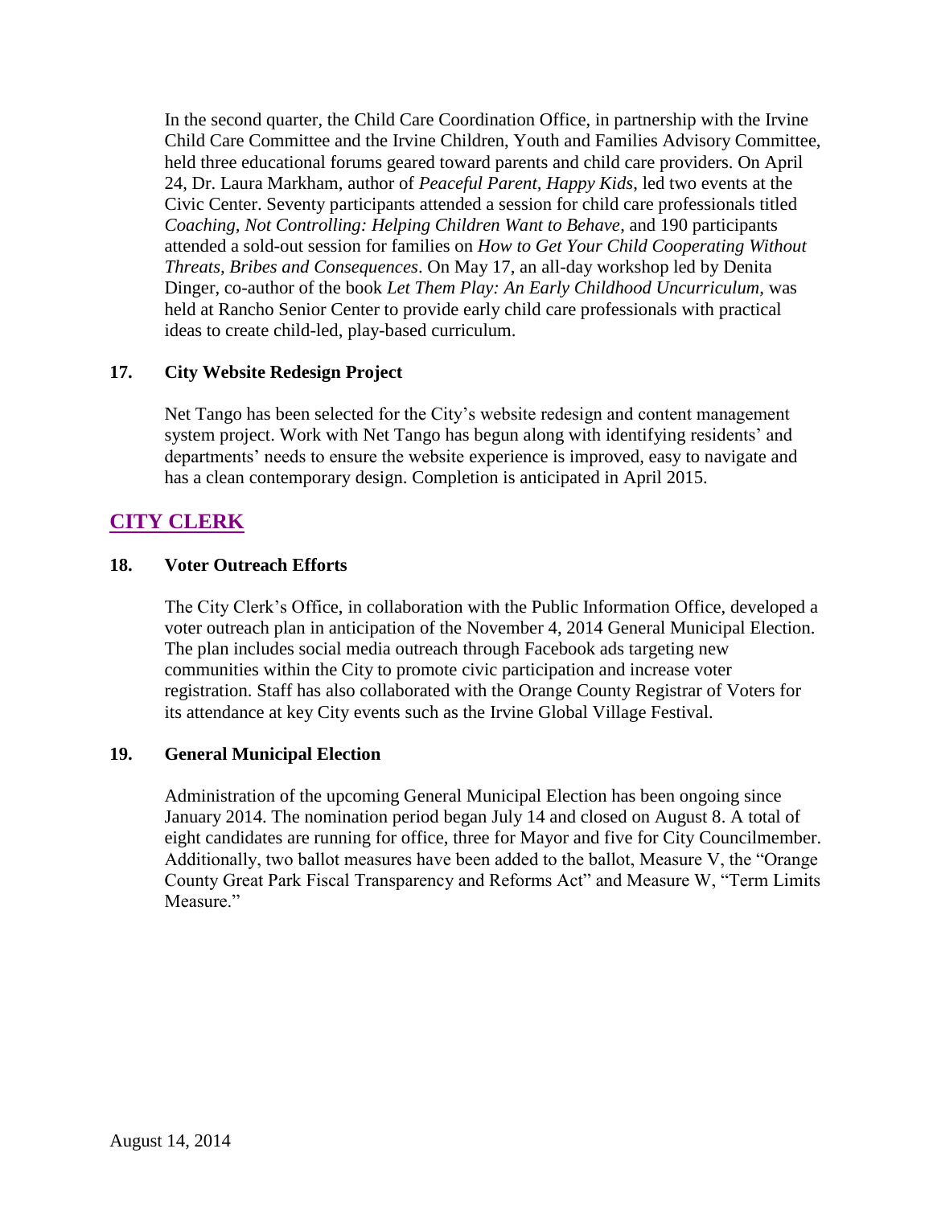In the second quarter, the Child Care Coordination Office, in partnership with the Irvine Child Care Committee and the Irvine Children, Youth and Families Advisory Committee, held three educational forums geared toward parents and child care providers. On April 24, Dr. Laura Markham, author of *Peaceful Parent, Happy Kids*, led two events at the Civic Center. Seventy participants attended a session for child care professionals titled *Coaching, Not Controlling: Helping Children Want to Behave*, and 190 participants attended a sold-out session for families on *How to Get Your Child Cooperating Without Threats, Bribes and Consequences*. On May 17, an all-day workshop led by Denita Dinger, co-author of the book *Let Them Play: An Early Childhood Uncurriculum*, was held at Rancho Senior Center to provide early child care professionals with practical ideas to create child-led, play-based curriculum.

**17. City Website Redesign Project**

Net Tango has been selected for the City's website redesign and content management system project. Work with Net Tango has begun along with identifying residents' and departments' needs to ensure the website experience is improved, easy to navigate and has a clean contemporary design. Completion is anticipated in April 2015.

## CITY CLERK

**18. Voter Outreach Efforts**

The City Clerk's Office, in collaboration with the Public Information Office, developed a voter outreach plan in anticipation of the November 4, 2014 General Municipal Election. The plan includes social media outreach through Facebook ads targeting new communities within the City to promote civic participation and increase voter registration. Staff has also collaborated with the Orange County Registrar of Voters for its attendance at key City events such as the Irvine Global Village Festival.

**19. General Municipal Election**

Administration of the upcoming General Municipal Election has been ongoing since January 2014. The nomination period began July 14 and closed on August 8. A total of eight candidates are running for office, three for Mayor and five for City Councilmember. Additionally, two ballot measures have been added to the ballot, Measure V, the "Orange County Great Park Fiscal Transparency and Reforms Act" and Measure W, "Term Limits Measure."